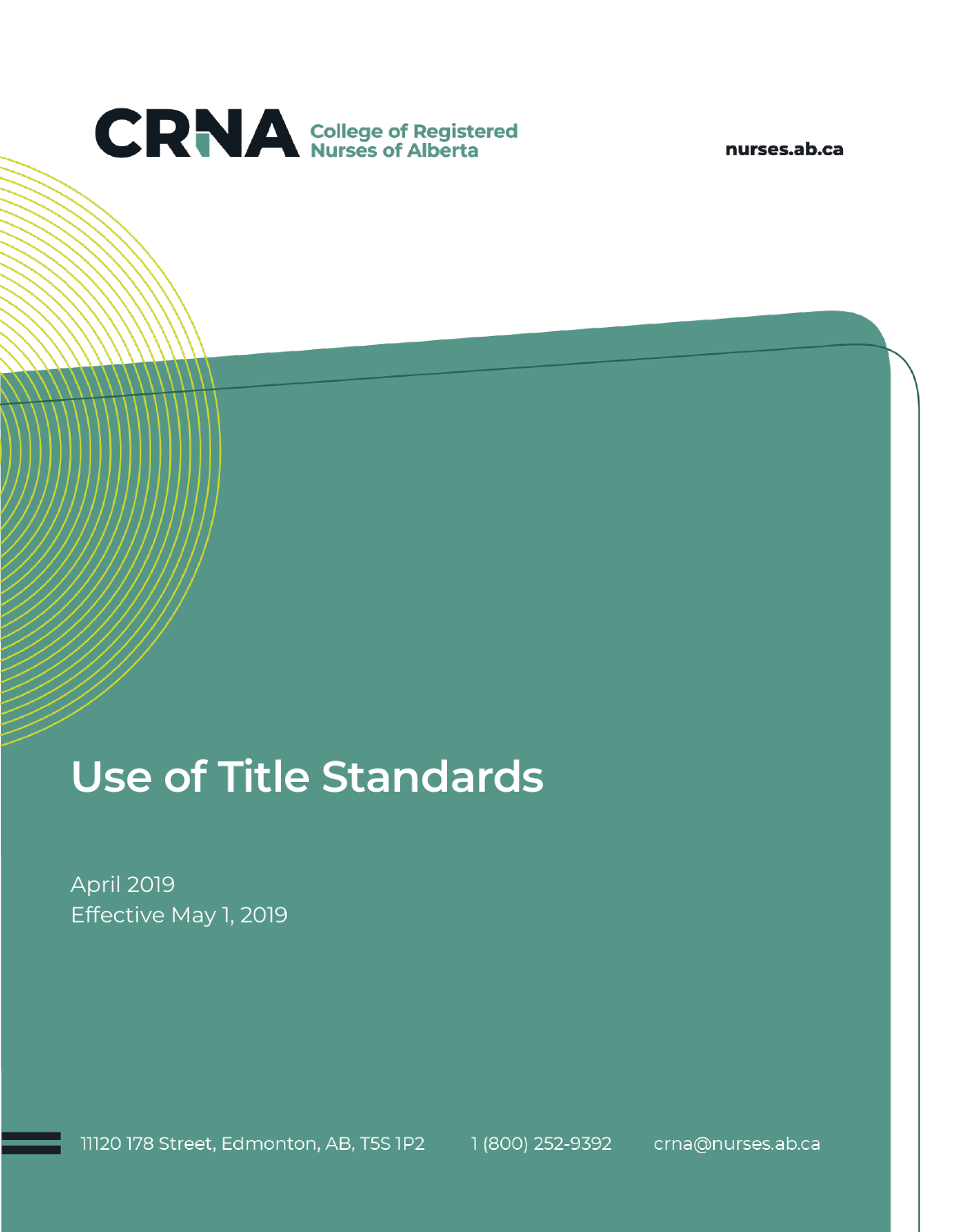CRNA College of Registered Nurses of Alberta

nurses.ab.ca

# Use of Title Standards

April 2019
Effective May 1, 2019

11120 178 Street, Edmonton, AB, T5S 1P2 1 (800) 252-9392 crna@nurses.ab.ca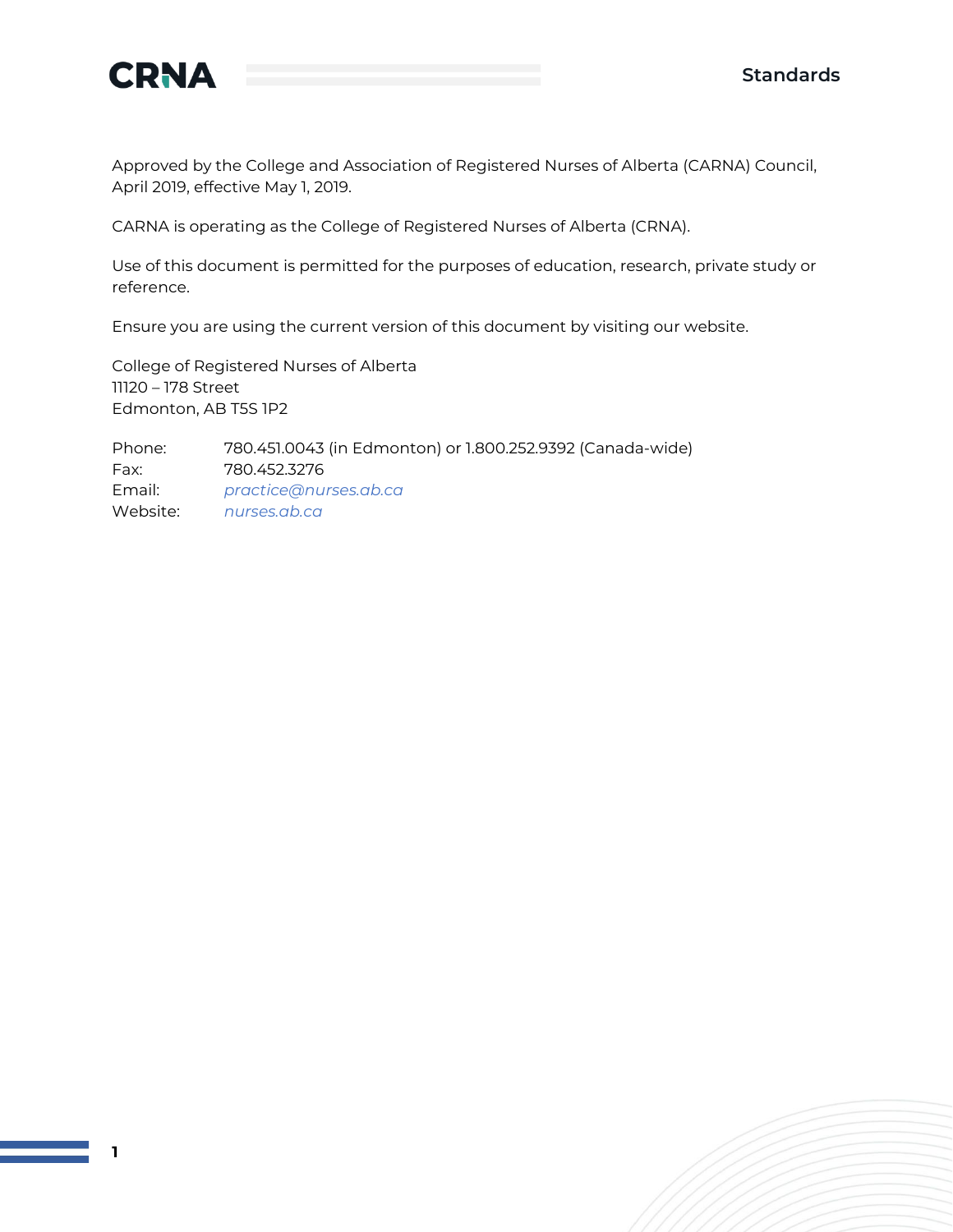Approved by the College and Association of Registered Nurses of Alberta (CARNA) Council, April 2019, effective May 1, 2019.

CARNA is operating as the College of Registered Nurses of Alberta (CRNA).

Use of this document is permitted for the purposes of education, research, private study or reference.

Ensure you are using the current version of this document by visiting our website.

College of Registered Nurses of Alberta
11120 – 178 Street
Edmonton, AB T5S 1P2

| | |
|---|---|
| Phone: | 780.451.0043 (in Edmonton) or 1.800.252.9392 (Canada-wide) |
| Fax: | 780.452.3276 |
| Email: | *practice@nurses.ab.ca* |
| Website: | *nurses.ab.ca* |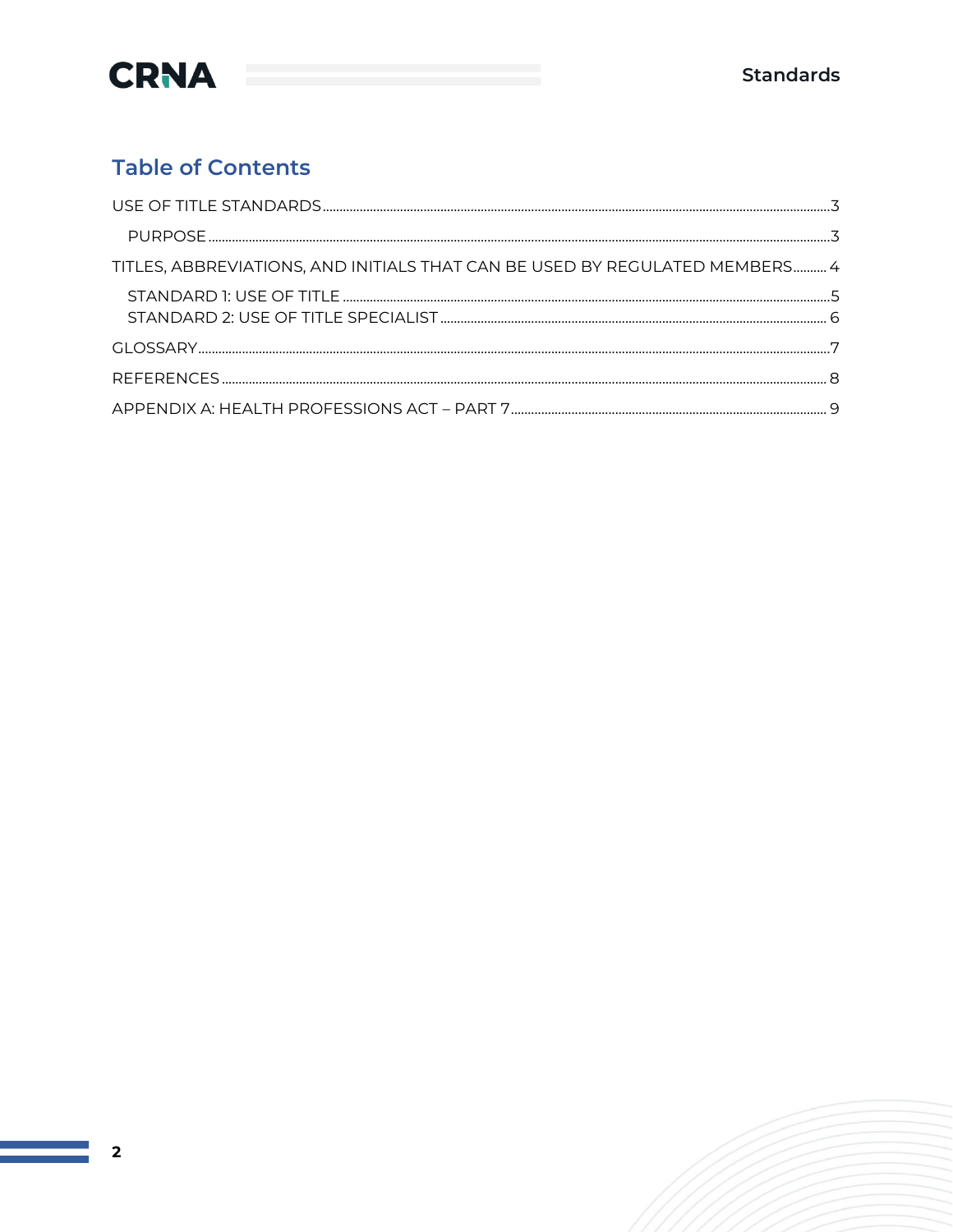## Table of Contents

- USE OF TITLE STANDARDS ..... 3
  - PURPOSE ..... 3
- TITLES, ABBREVIATIONS, AND INITIALS THAT CAN BE USED BY REGULATED MEMBERS ..... 4
  - STANDARD 1: USE OF TITLE ..... 5
  - STANDARD 2: USE OF TITLE SPECIALIST ..... 6
- GLOSSARY ..... 7
- REFERENCES ..... 8
- APPENDIX A: HEALTH PROFESSIONS ACT – PART 7 ..... 9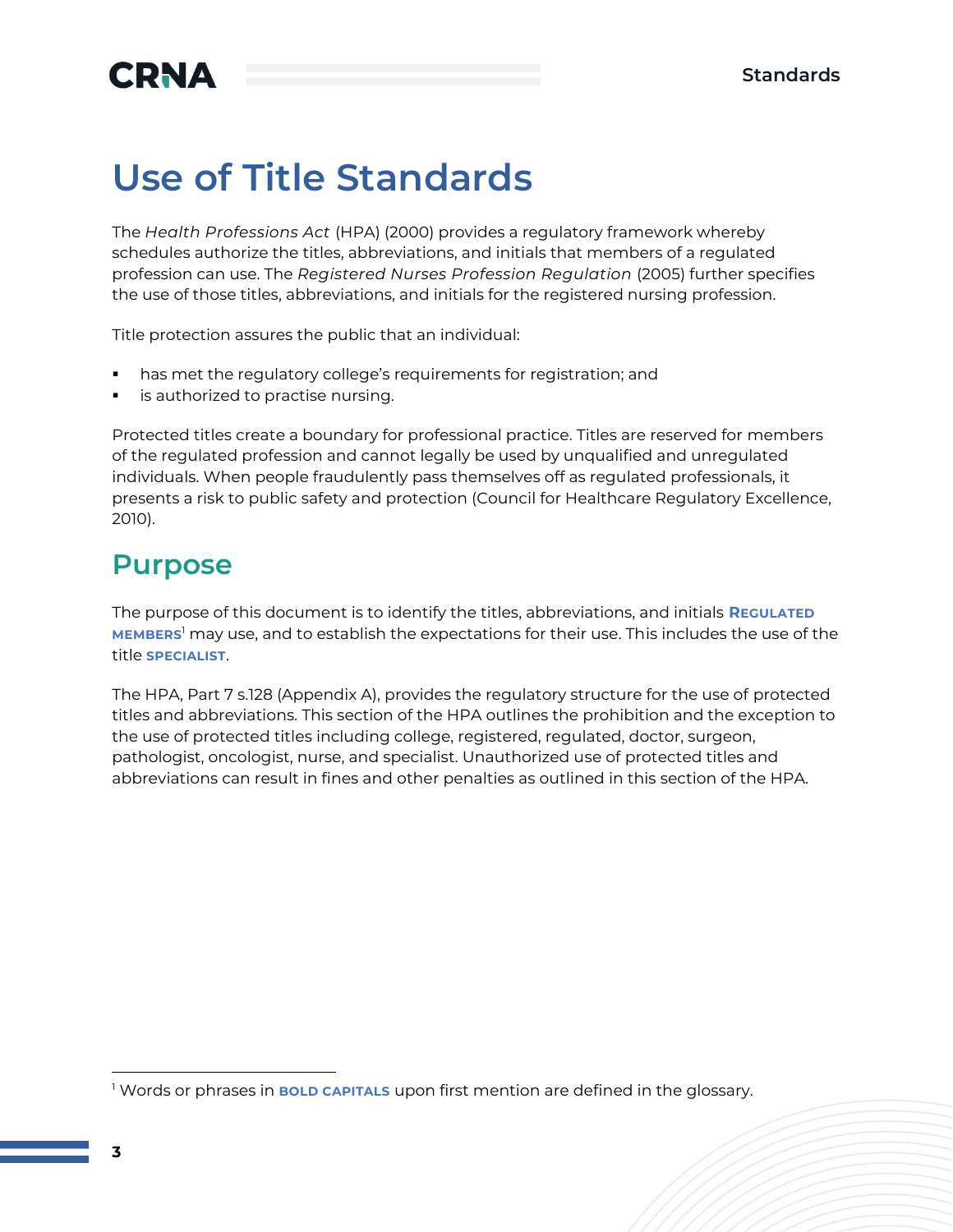# Use of Title Standards

The *Health Professions Act* (HPA) (2000) provides a regulatory framework whereby schedules authorize the titles, abbreviations, and initials that members of a regulated profession can use. The *Registered Nurses Profession Regulation* (2005) further specifies the use of those titles, abbreviations, and initials for the registered nursing profession.

Title protection assures the public that an individual:

- has met the regulatory college's requirements for registration; and
- is authorized to practise nursing.

Protected titles create a boundary for professional practice. Titles are reserved for members of the regulated profession and cannot legally be used by unqualified and unregulated individuals. When people fraudulently pass themselves off as regulated professionals, it presents a risk to public safety and protection (Council for Healthcare Regulatory Excellence, 2010).

## Purpose

The purpose of this document is to identify the titles, abbreviations, and initials **REGULATED MEMBERS**[1] may use, and to establish the expectations for their use. This includes the use of the title **SPECIALIST**.

The HPA, Part 7 s.128 (Appendix A), provides the regulatory structure for the use of protected titles and abbreviations. This section of the HPA outlines the prohibition and the exception to the use of protected titles including college, registered, regulated, doctor, surgeon, pathologist, oncologist, nurse, and specialist. Unauthorized use of protected titles and abbreviations can result in fines and other penalties as outlined in this section of the HPA.

[1] Words or phrases in **BOLD CAPITALS** upon first mention are defined in the glossary.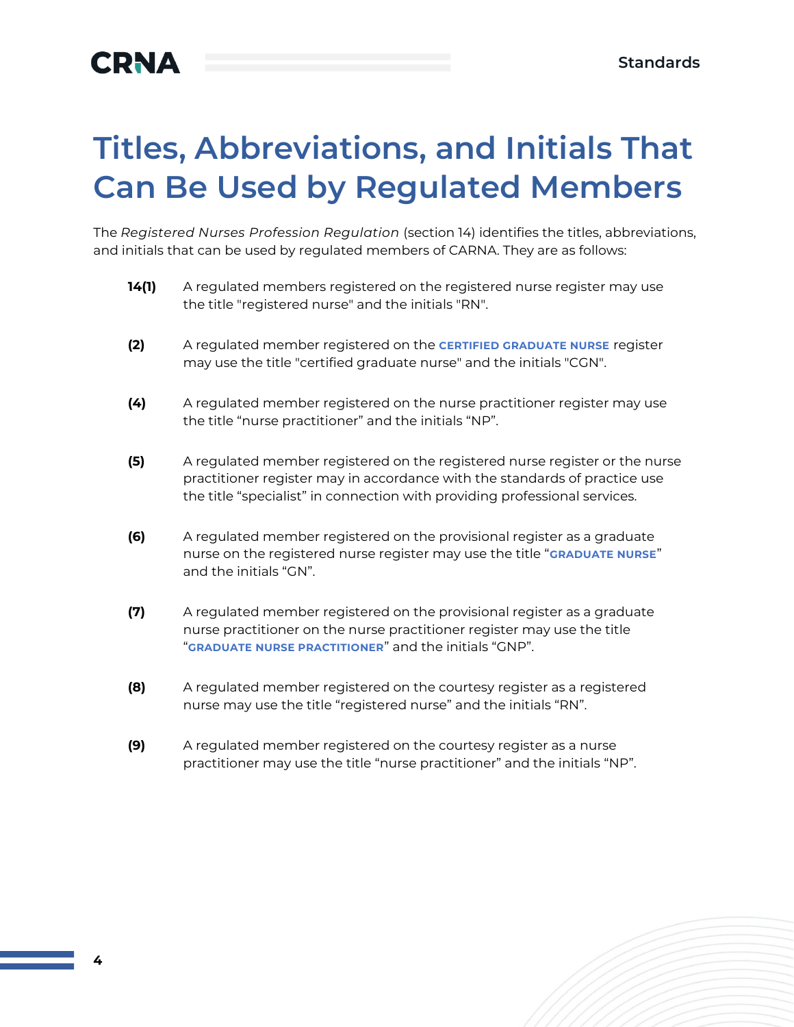# Titles, Abbreviations, and Initials That Can Be Used by Regulated Members

The *Registered Nurses Profession Regulation* (section 14) identifies the titles, abbreviations, and initials that can be used by regulated members of CARNA. They are as follows:

**14(1)** A regulated members registered on the registered nurse register may use the title "registered nurse" and the initials "RN".

**(2)** A regulated member registered on the **CERTIFIED GRADUATE NURSE** register may use the title "certified graduate nurse" and the initials "CGN".

**(4)** A regulated member registered on the nurse practitioner register may use the title "nurse practitioner" and the initials "NP".

**(5)** A regulated member registered on the registered nurse register or the nurse practitioner register may in accordance with the standards of practice use the title "specialist" in connection with providing professional services.

**(6)** A regulated member registered on the provisional register as a graduate nurse on the registered nurse register may use the title "**GRADUATE NURSE**" and the initials "GN".

**(7)** A regulated member registered on the provisional register as a graduate nurse practitioner on the nurse practitioner register may use the title "**GRADUATE NURSE PRACTITIONER**" and the initials "GNP".

**(8)** A regulated member registered on the courtesy register as a registered nurse may use the title "registered nurse" and the initials "RN".

**(9)** A regulated member registered on the courtesy register as a nurse practitioner may use the title "nurse practitioner" and the initials "NP".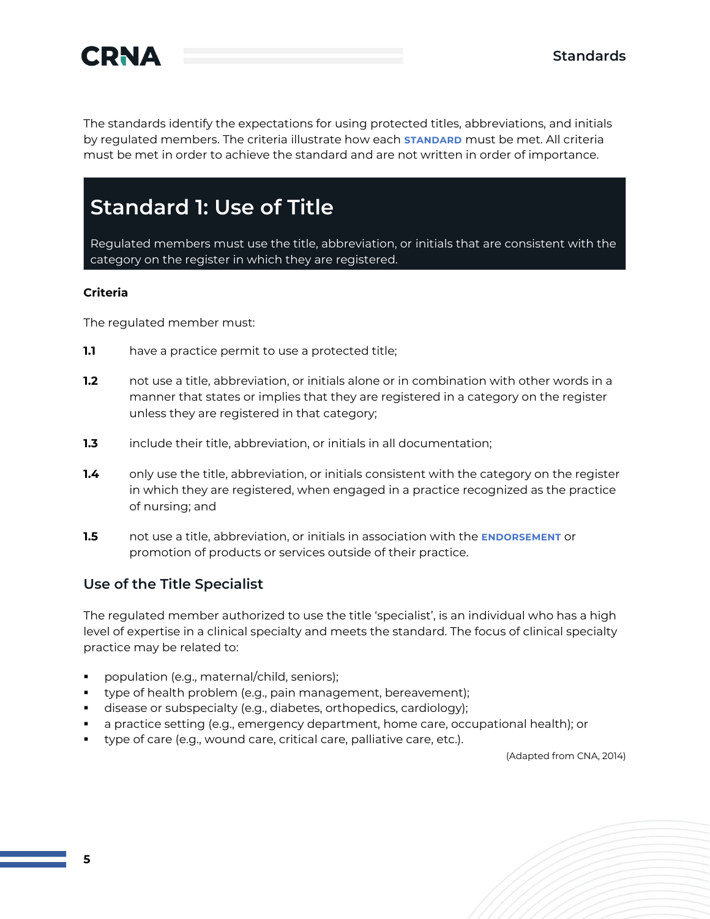The standards identify the expectations for using protected titles, abbreviations, and initials by regulated members. The criteria illustrate how each **STANDARD** must be met. All criteria must be met in order to achieve the standard and are not written in order of importance.

## Standard 1: Use of Title

Regulated members must use the title, abbreviation, or initials that are consistent with the category on the register in which they are registered.

**Criteria**

The regulated member must:

**1.1** have a practice permit to use a protected title;

**1.2** not use a title, abbreviation, or initials alone or in combination with other words in a manner that states or implies that they are registered in a category on the register unless they are registered in that category;

**1.3** include their title, abbreviation, or initials in all documentation;

**1.4** only use the title, abbreviation, or initials consistent with the category on the register in which they are registered, when engaged in a practice recognized as the practice of nursing; and

**1.5** not use a title, abbreviation, or initials in association with the **ENDORSEMENT** or promotion of products or services outside of their practice.

### Use of the Title Specialist

The regulated member authorized to use the title 'specialist', is an individual who has a high level of expertise in a clinical specialty and meets the standard. The focus of clinical specialty practice may be related to:

- population (e.g., maternal/child, seniors);
- type of health problem (e.g., pain management, bereavement);
- disease or subspecialty (e.g., diabetes, orthopedics, cardiology);
- a practice setting (e.g., emergency department, home care, occupational health); or
- type of care (e.g., wound care, critical care, palliative care, etc.).

(Adapted from CNA, 2014)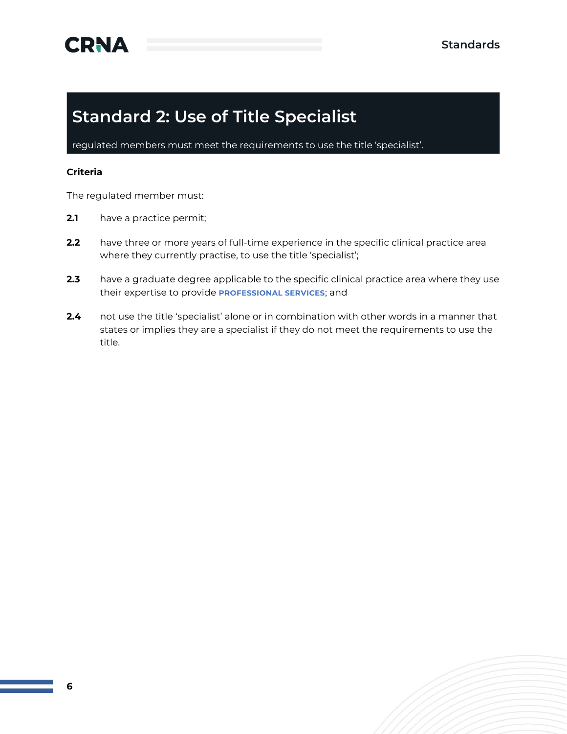## Standard 2: Use of Title Specialist

regulated members must meet the requirements to use the title 'specialist'.

**Criteria**

The regulated member must:

**2.1** have a practice permit;

**2.2** have three or more years of full-time experience in the specific clinical practice area where they currently practise, to use the title 'specialist';

**2.3** have a graduate degree applicable to the specific clinical practice area where they use their expertise to provide **PROFESSIONAL SERVICES**; and

**2.4** not use the title 'specialist' alone or in combination with other words in a manner that states or implies they are a specialist if they do not meet the requirements to use the title.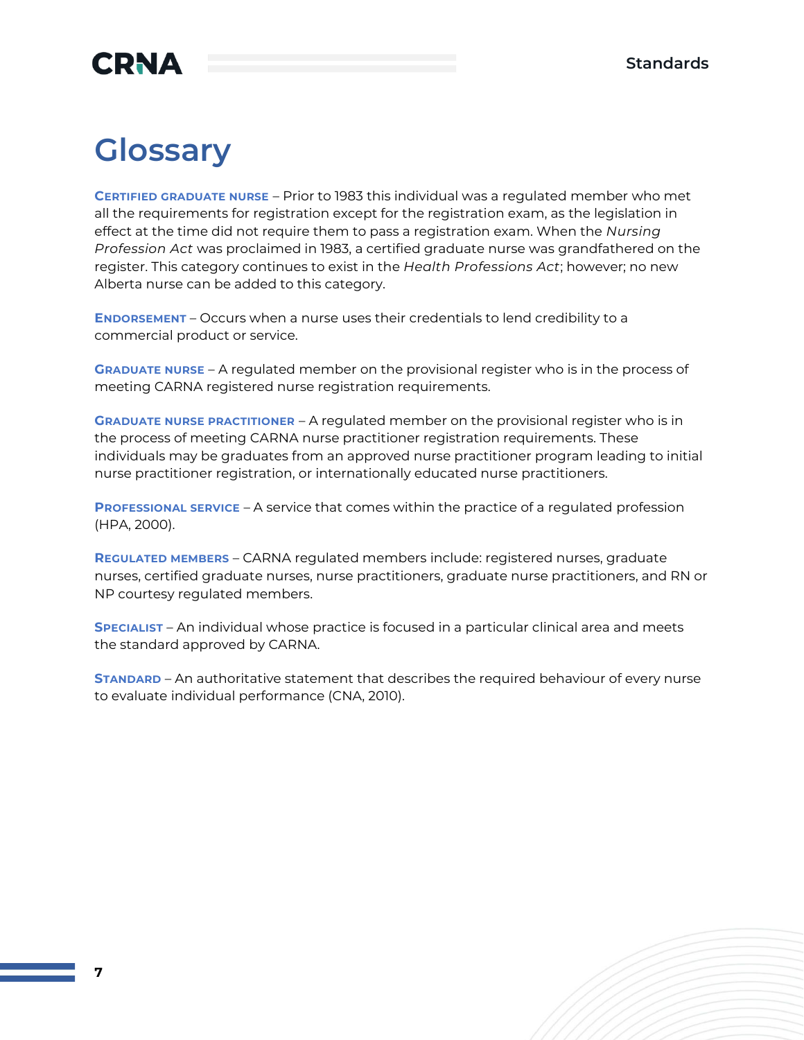# Glossary

**Certified graduate nurse** – Prior to 1983 this individual was a regulated member who met all the requirements for registration except for the registration exam, as the legislation in effect at the time did not require them to pass a registration exam. When the *Nursing Profession Act* was proclaimed in 1983, a certified graduate nurse was grandfathered on the register. This category continues to exist in the *Health Professions Act*; however; no new Alberta nurse can be added to this category.

**Endorsement** – Occurs when a nurse uses their credentials to lend credibility to a commercial product or service.

**Graduate nurse** – A regulated member on the provisional register who is in the process of meeting CARNA registered nurse registration requirements.

**Graduate nurse practitioner** – A regulated member on the provisional register who is in the process of meeting CARNA nurse practitioner registration requirements. These individuals may be graduates from an approved nurse practitioner program leading to initial nurse practitioner registration, or internationally educated nurse practitioners.

**Professional service** – A service that comes within the practice of a regulated profession (HPA, 2000).

**Regulated members** – CARNA regulated members include: registered nurses, graduate nurses, certified graduate nurses, nurse practitioners, graduate nurse practitioners, and RN or NP courtesy regulated members.

**Specialist** – An individual whose practice is focused in a particular clinical area and meets the standard approved by CARNA.

**Standard** – An authoritative statement that describes the required behaviour of every nurse to evaluate individual performance (CNA, 2010).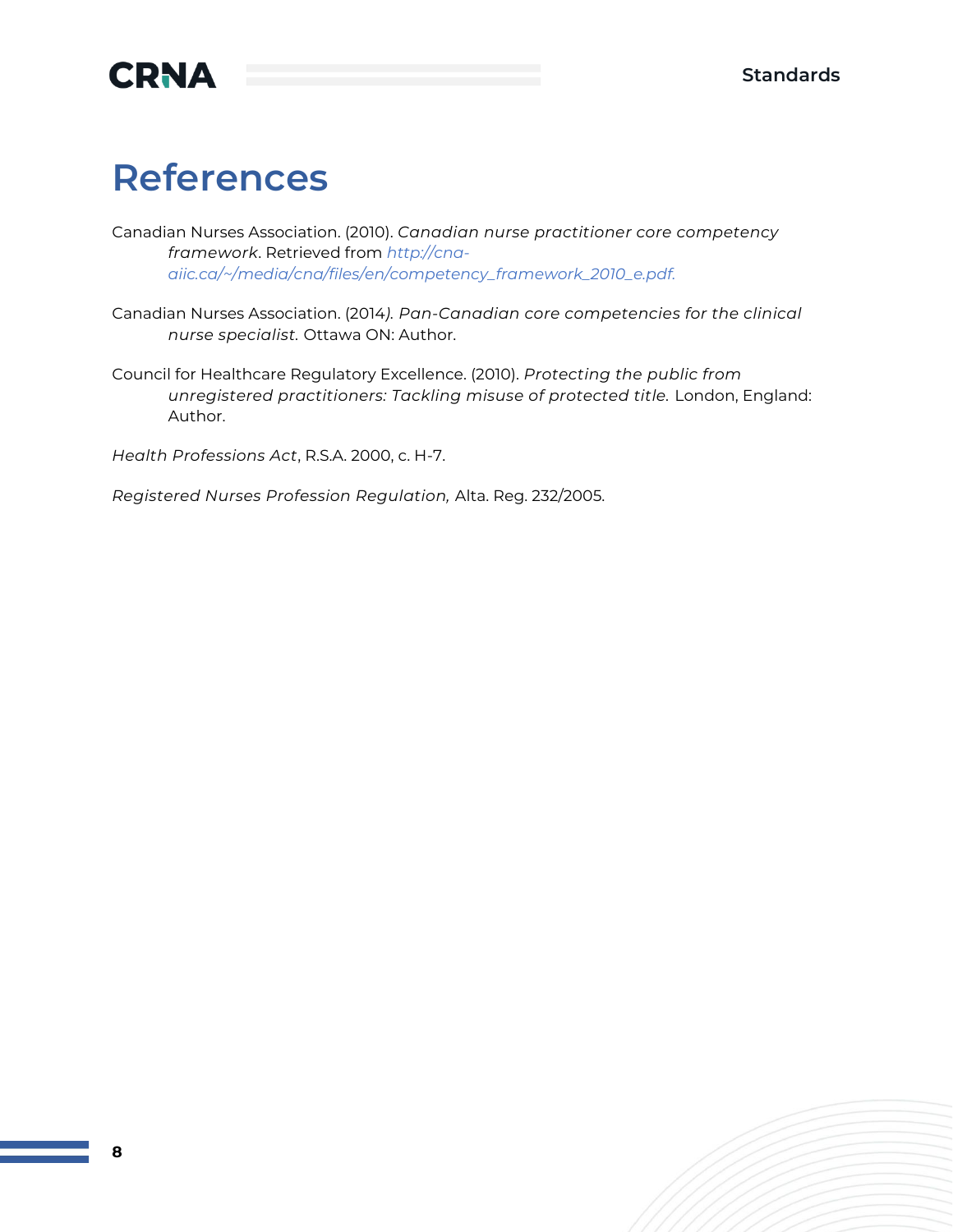# References

Canadian Nurses Association. (2010). *Canadian nurse practitioner core competency framework*. Retrieved from *http://cna-aiic.ca/~/media/cna/files/en/competency_framework_2010_e.pdf.*

Canadian Nurses Association. (2014*). Pan-Canadian core competencies for the clinical nurse specialist.* Ottawa ON: Author.

Council for Healthcare Regulatory Excellence. (2010). *Protecting the public from unregistered practitioners: Tackling misuse of protected title.* London, England: Author.

*Health Professions Act*, R.S.A. 2000, c. H-7.

*Registered Nurses Profession Regulation,* Alta. Reg. 232/2005.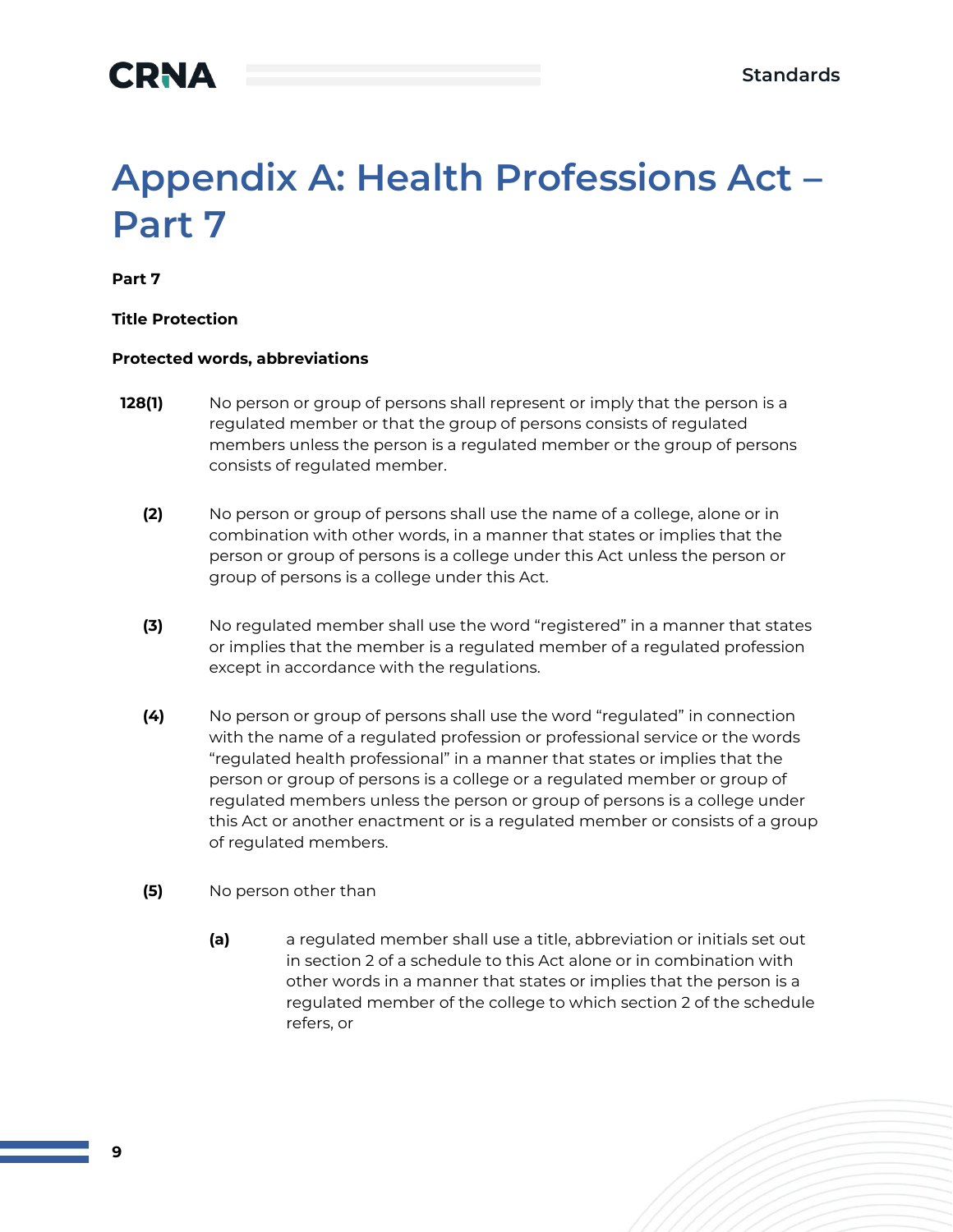# Appendix A: Health Professions Act – Part 7

**Part 7**

**Title Protection**

**Protected words, abbreviations**

**128(1)** No person or group of persons shall represent or imply that the person is a regulated member or that the group of persons consists of regulated members unless the person is a regulated member or the group of persons consists of regulated member.

**(2)** No person or group of persons shall use the name of a college, alone or in combination with other words, in a manner that states or implies that the person or group of persons is a college under this Act unless the person or group of persons is a college under this Act.

**(3)** No regulated member shall use the word "registered" in a manner that states or implies that the member is a regulated member of a regulated profession except in accordance with the regulations.

**(4)** No person or group of persons shall use the word "regulated" in connection with the name of a regulated profession or professional service or the words "regulated health professional" in a manner that states or implies that the person or group of persons is a college or a regulated member or group of regulated members unless the person or group of persons is a college under this Act or another enactment or is a regulated member or consists of a group of regulated members.

**(5)** No person other than

- **(a)** a regulated member shall use a title, abbreviation or initials set out in section 2 of a schedule to this Act alone or in combination with other words in a manner that states or implies that the person is a regulated member of the college to which section 2 of the schedule refers, or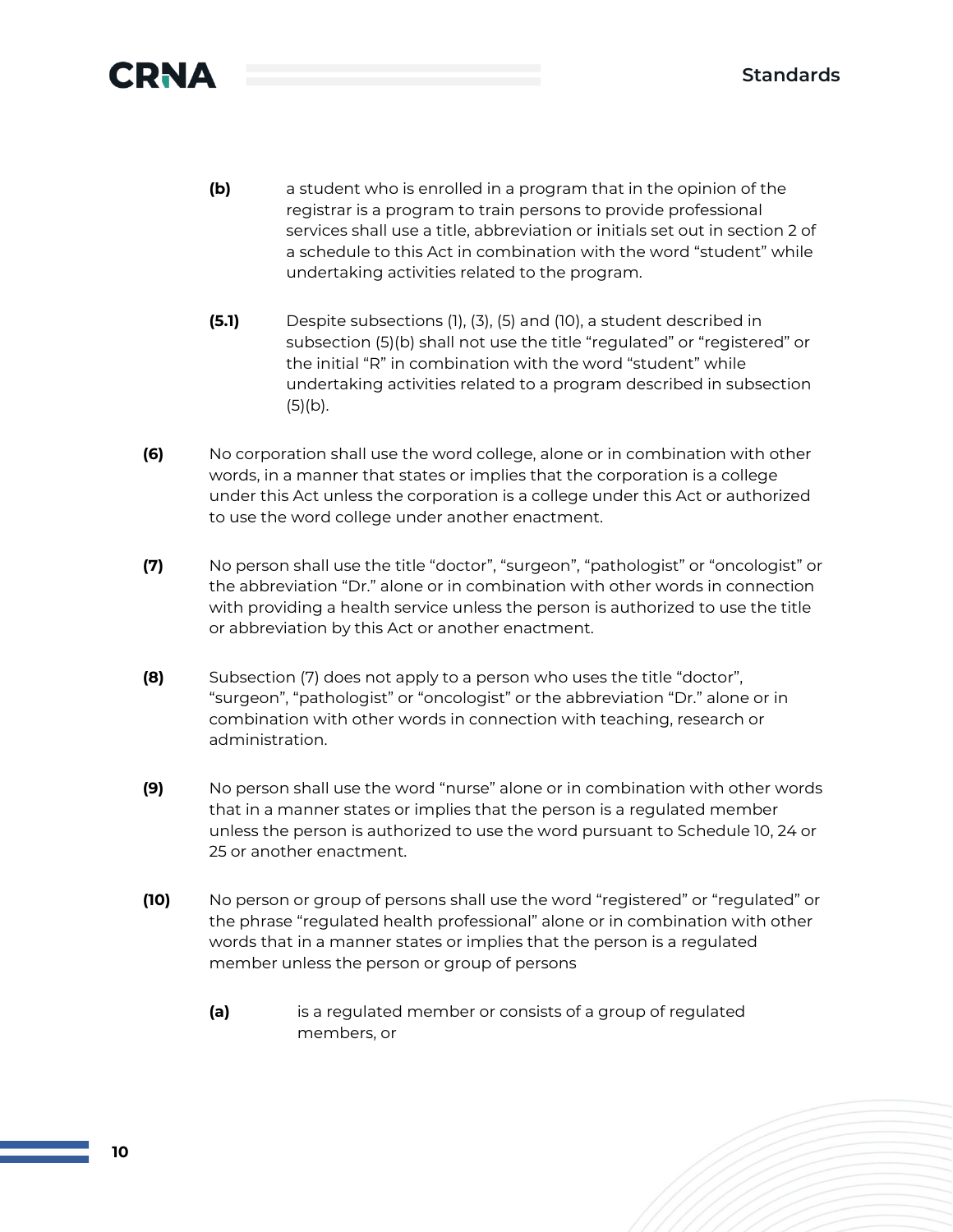**(b)** a student who is enrolled in a program that in the opinion of the registrar is a program to train persons to provide professional services shall use a title, abbreviation or initials set out in section 2 of a schedule to this Act in combination with the word “student” while undertaking activities related to the program.

**(5.1)** Despite subsections (1), (3), (5) and (10), a student described in subsection (5)(b) shall not use the title “regulated” or “registered” or the initial “R” in combination with the word “student” while undertaking activities related to a program described in subsection (5)(b).

**(6)** No corporation shall use the word college, alone or in combination with other words, in a manner that states or implies that the corporation is a college under this Act unless the corporation is a college under this Act or authorized to use the word college under another enactment.

**(7)** No person shall use the title “doctor”, “surgeon”, “pathologist” or “oncologist” or the abbreviation “Dr.” alone or in combination with other words in connection with providing a health service unless the person is authorized to use the title or abbreviation by this Act or another enactment.

**(8)** Subsection (7) does not apply to a person who uses the title “doctor”, “surgeon”, “pathologist” or “oncologist” or the abbreviation “Dr.” alone or in combination with other words in connection with teaching, research or administration.

**(9)** No person shall use the word “nurse” alone or in combination with other words that in a manner states or implies that the person is a regulated member unless the person is authorized to use the word pursuant to Schedule 10, 24 or 25 or another enactment.

**(10)** No person or group of persons shall use the word “registered” or “regulated” or the phrase “regulated health professional” alone or in combination with other words that in a manner states or implies that the person is a regulated member unless the person or group of persons

**(a)** is a regulated member or consists of a group of regulated members, or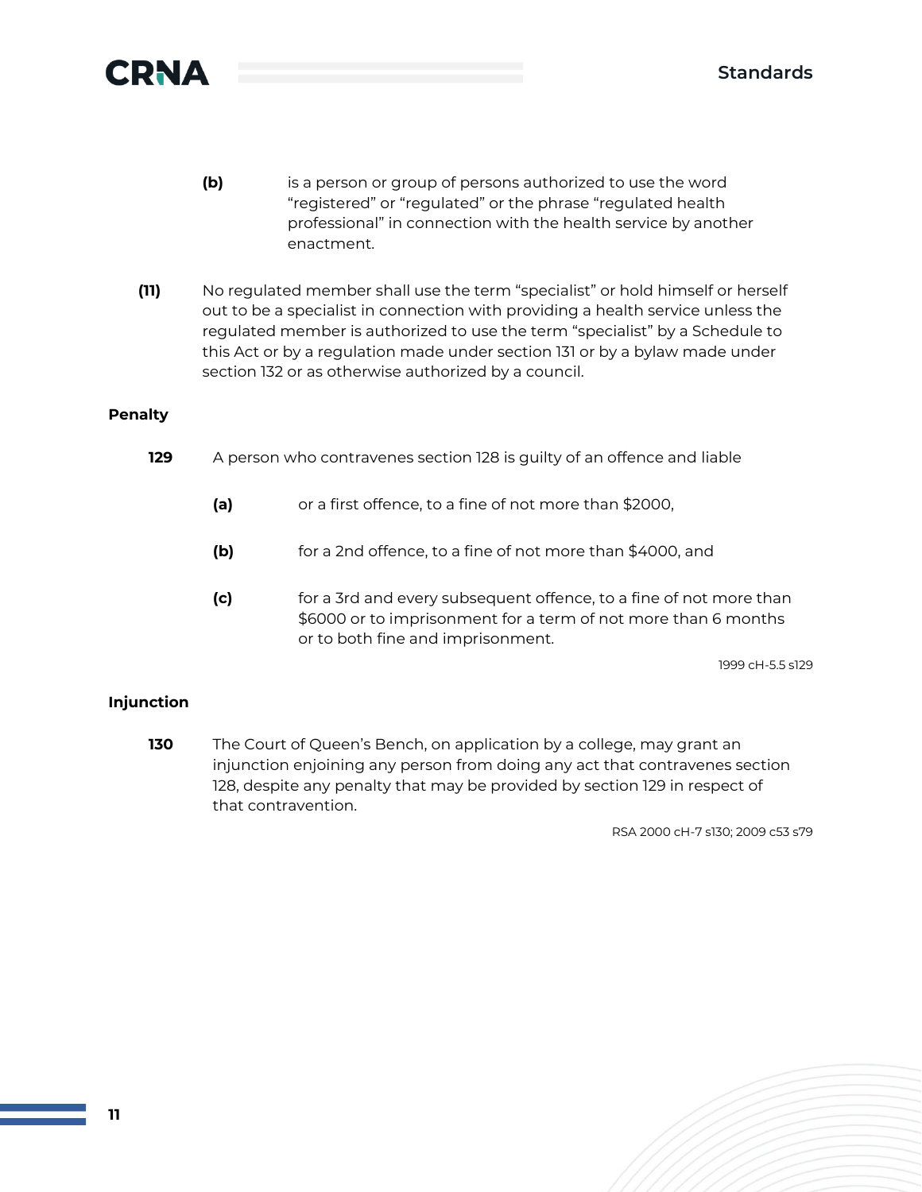**(b)** is a person or group of persons authorized to use the word "registered" or "regulated" or the phrase "regulated health professional" in connection with the health service by another enactment.

**(11)** No regulated member shall use the term "specialist" or hold himself or herself out to be a specialist in connection with providing a health service unless the regulated member is authorized to use the term "specialist" by a Schedule to this Act or by a regulation made under section 131 or by a bylaw made under section 132 or as otherwise authorized by a council.

**Penalty**

**129** A person who contravenes section 128 is guilty of an offence and liable

**(a)** or a first offence, to a fine of not more than $2000,

**(b)** for a 2nd offence, to a fine of not more than $4000, and

**(c)** for a 3rd and every subsequent offence, to a fine of not more than $6000 or to imprisonment for a term of not more than 6 months or to both fine and imprisonment.

1999 cH-5.5 s129

**Injunction**

**130** The Court of Queen's Bench, on application by a college, may grant an injunction enjoining any person from doing any act that contravenes section 128, despite any penalty that may be provided by section 129 in respect of that contravention.

RSA 2000 cH-7 s130; 2009 c53 s79